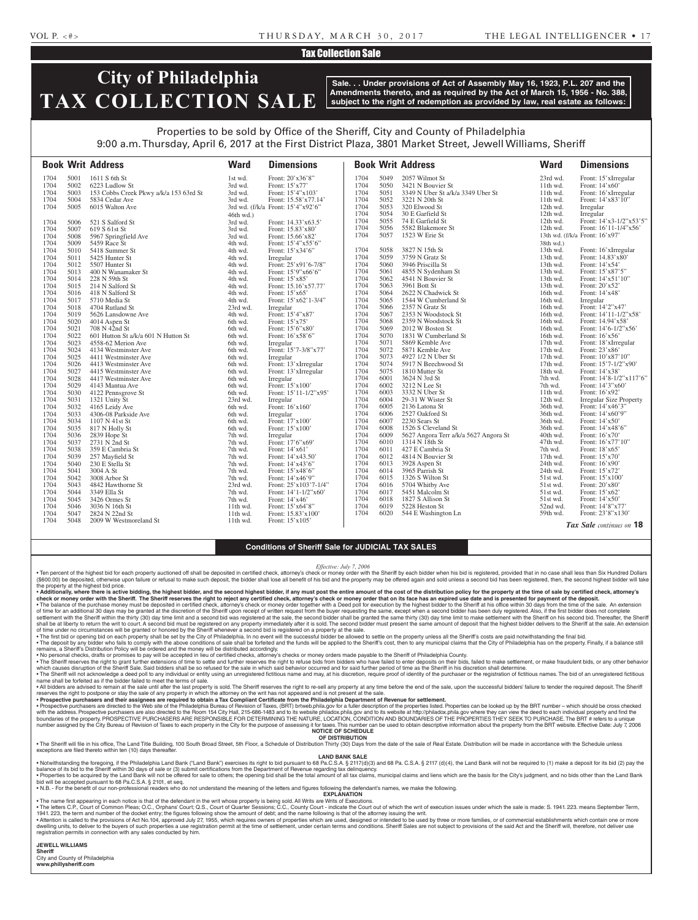## Tax Collection Sale

# City of Philadelphia TAX COLLECTION SALE

**Sale. . . Under provisions of Act of Assembly May 16, 1923, P.L. 207 and the Amendments thereto, and as required by the Act of March 15, 1956 - No. 388, subject to the right of redemption as provided by law, real estate as follows:**

Properties to be sold by Office of the Sheriff, City and County of Philadelphia
9:00 a.m. Thursday, April 6, 2017 at the First District Plaza, 3801 Market Street, Jewell Williams, Sheriff

| Book | Writ | Address | Ward | Dimensions |
|---|---|---|---|---|
| 1704 | 5001 | 1611 S 6th St | 1st wd. | Front: 20'x36'8" |
| 1704 | 5002 | 6223 Ludlow St | 3rd wd. | Front: 15'x77' |
| 1704 | 5003 | 153 Cobbs Creek Pkwy a/k/a 153 63rd St | 3rd wd. | Front: 15'4"x103' |
| 1704 | 5004 | 5834 Cedar Ave | 3rd wd. | Front: 15.58'x77.14' |
| 1704 | 5005 | 6015 Walton Ave | 3rd wd. (f/k/a 46th wd.) | Front: 15'4"x92'6" |
| 1704 | 5006 | 521 S Salford St | 3rd wd. | Front: 14.33'x63.5' |
| 1704 | 5007 | 619 S 61st St | 3rd wd. | Front: 15.83'x80' |
| 1704 | 5008 | 5967 Springfield Ave | 3rd wd. | Front: 15.66'x82' |
| 1704 | 5009 | 5459 Race St | 4th wd. | Front: 15'4"x55'6" |
| 1704 | 5010 | 5418 Summer St | 4th wd. | Front: 15'x34'6" |
| 1704 | 5011 | 5425 Hunter St | 4th wd. | Irregular |
| 1704 | 5012 | 5507 Hunter St | 4th wd. | Front: 25'x91'6-7/8" |
| 1704 | 5013 | 400 N Wanamaker St | 4th wd. | Front: 15'9"x66'6" |
| 1704 | 5014 | 228 N 59th St | 4th wd. | Front: 15'x85' |
| 1704 | 5015 | 214 N Salford St | 4th wd. | Front: 15.16'x57.77' |
| 1704 | 5016 | 418 N Salford St | 4th wd. | Front: 15'x65' |
| 1704 | 5017 | 5710 Media St | 4th wd. | Front: 15'x62'1-3/4" |
| 1704 | 5018 | 4704 Rutland St | 23rd wd. | Irregular |
| 1704 | 5019 | 5626 Lansdowne Ave | 4th wd. | Front: 15'4"x87' |
| 1704 | 5020 | 4014 Aspen St | 6th wd. | Front: 15'x75' |
| 1704 | 5021 | 708 N 42nd St | 6th wd. | Front: 15'6"x80' |
| 1704 | 5022 | 601 Hutton St a/k/a 601 N Hutton St | 6th wd. | Front: 16'x58'6" |
| 1704 | 5023 | 4558-62 Merion Ave | 6th wd. | Irregular |
| 1704 | 5024 | 4134 Westminster Ave | 6th wd. | Front: 15'7-3/8"x77' |
| 1704 | 5025 | 4411 Westminster Ave | 6th wd. | Irregular |
| 1704 | 5026 | 4413 Westminster Ave | 6th wd. | Front: 13'xIrregular |
| 1704 | 5027 | 4415 Westminster Ave | 6th wd. | Front: 13'xIrregular |
| 1704 | 5028 | 4417 Westminster Ave | 6th wd. | Irregular |
| 1704 | 5029 | 4143 Mantua Ave | 6th wd. | Front: 15'x100' |
| 1704 | 5030 | 4122 Pennsgrove St | 6th wd. | Front: 15'11-1/2"x95' |
| 1704 | 5031 | 1321 Unity St | 23rd wd. | Irregular |
| 1704 | 5032 | 4165 Leidy Ave | 6th wd. | Front: 16'x160' |
| 1704 | 5033 | 4306-08 Parkside Ave | 6th wd. | Irregular |
| 1704 | 5034 | 1107 N 41st St | 6th wd. | Front: 17'x100' |
| 1704 | 5035 | 817 N Holly St | 6th wd. | Front: 15'x100' |
| 1704 | 5036 | 2839 Hope St | 7th wd. | Irregular |
| 1704 | 5037 | 2731 N 2nd St | 7th wd. | Front: 17'6"x69' |
| 1704 | 5038 | 359 E Cambria St | 7th wd. | Front: 14'x61' |
| 1704 | 5039 | 257 Mayfield St | 7th wd. | Front: 14'x43.50' |
| 1704 | 5040 | 230 E Stella St | 7th wd. | Front: 14'x43'6" |
| 1704 | 5041 | 3004 A St | 7th wd. | Front: 15'x48'6" |
| 1704 | 5042 | 3008 Arbor St | 7th wd. | Front: 14'x46'9" |
| 1704 | 5043 | 4842 Hawthorne St | 23rd wd. | Front: 25'x103'7-1/4" |
| 1704 | 5044 | 3349 Ella St | 7th wd. | Front: 14'1-1/2"x60' |
| 1704 | 5045 | 3426 Ormes St | 7th wd. | Front: 14'x46' |
| 1704 | 5046 | 3036 N 16th St | 11th wd. | Front: 15'x64'8" |
| 1704 | 5047 | 2824 N 22nd St | 11th wd. | Front: 15.83'x100' |
| 1704 | 5048 | 2009 W Westmoreland St | 11th wd. | Front: 15'x105' |
| 1704 | 5049 | 2057 Wilmot St | 23rd wd. | Front: 15'xIrregular |
| 1704 | 5050 | 3421 N Bouvier St | 11th wd. | Front: 14'x60' |
| 1704 | 5051 | 3349 N Uber St a/k/a 3349 Uber St | 11th wd. | Front: 16'xIrregular |
| 1704 | 5052 | 3221 N 20th St | 11th wd. | Front: 14'x83'10" |
| 1704 | 5053 | 320 Elwood St | 12th wd. | Irregular |
| 1704 | 5054 | 30 E Garfield St | 12th wd. | Irregular |
| 1704 | 5055 | 74 E Garfield St | 12th wd. | Front: 14'x3-1/2"x53'5" |
| 1704 | 5056 | 5582 Blakemore St | 12th wd. | Front: 16'11-1/4"x56' |
| 1704 | 5057 | 1523 W Erie St | 13th wd. (f/k/a 38th wd.) | Front: 16'x97' |
| 1704 | 5058 | 3827 N 15th St | 13th wd. | Front: 16'xIrregular |
| 1704 | 5059 | 3759 N Gratz St | 13th wd. | Front: 14.83'x80' |
| 1704 | 5060 | 3946 Priscilla St | 13th wd. | Front: 14'x54' |
| 1704 | 5061 | 4855 N Sydenham St | 13th wd. | Front: 15'x87'5" |
| 1704 | 5062 | 4541 N Bouvier St | 13th wd. | Front: 14'x51'10" |
| 1704 | 5063 | 3961 Bott St | 13th wd. | Front: 20'x52' |
| 1704 | 5064 | 2622 N Chadwick St | 16th wd. | Front: 14'x48' |
| 1704 | 5065 | 1544 W Cumberland St | 16th wd. | Irregular |
| 1704 | 5066 | 2357 N Gratz St | 16th wd. | Front: 14'2"x47' |
| 1704 | 5067 | 2353 N Woodstock St | 16th wd. | Front: 14'11-1/2"x58' |
| 1704 | 5068 | 2359 N Woodstock St | 16th wd. | Front: 14.94'x58' |
| 1704 | 5069 | 2012 W Boston St | 16th wd. | Front: 14'6-1/2"x56' |
| 1704 | 5070 | 1831 W Cumberland St | 16th wd. | Front: 16'x56' |
| 1704 | 5071 | 5869 Kemble Ave | 17th wd. | Front: 18'xIrregular |
| 1704 | 5072 | 5871 Kemble Ave | 17th wd. | Front: 23'x86' |
| 1704 | 5073 | 4927 1/2 N Uber St | 17th wd. | Front: 10'x87'10" |
| 1704 | 5074 | 5917 N Beechwood St | 17th wd. | Front: 15'7-1/2"x90' |
| 1704 | 5075 | 1810 Mutter St | 18th wd. | Front: 14'x38' |
| 1704 | 6001 | 3624 N 3rd St | 7th wd. | Front: 14'8-1/2"x117'6" |
| 1704 | 6002 | 3212 N Lee St | 7th wd. | Front: 14'3"x60' |
| 1704 | 6003 | 3332 N Uber St | 11th wd. | Front: 16'x92' |
| 1704 | 6004 | 29-31 W Wister St | 12th wd. | Irregular Size Property |
| 1704 | 6005 | 2136 Latona St | 36th wd. | Front: 14'x46'3" |
| 1704 | 6006 | 2527 Oakford St | 36th wd. | Front: 14'x60'9" |
| 1704 | 6007 | 2230 Sears St | 36th wd. | Front: 14'x50' |
| 1704 | 6008 | 1526 S Cleveland St | 36th wd. | Front: 14'x48'6" |
| 1704 | 6009 | 5627 Angora Terr a/k/a 5627 Angora St | 40th wd. | Front: 16'x70' |
| 1704 | 6010 | 1314 N 18th St | 47th wd. | Front: 16'x77'10" |
| 1704 | 6011 | 427 E Cambria St | 7th wd. | Front: 18'x65' |
| 1704 | 6012 | 4814 N Bouvier St | 17th wd. | Front: 15'x70' |
| 1704 | 6013 | 3928 Aspen St | 24th wd. | Front: 16'x90' |
| 1704 | 6014 | 3965 Parrish St | 24th wd. | Front: 15'x72' |
| 1704 | 6015 | 1326 S Wilton St | 51st wd. | Front: 15'x100' |
| 1704 | 6016 | 5704 Whitby Ave | 51st wd. | Front: 20'x80' |
| 1704 | 6017 | 5451 Malcolm St | 51st wd. | Front: 15'x62' |
| 1704 | 6018 | 1827 S Allison St | 51st wd. | Front: 14'x50' |
| 1704 | 6019 | 5228 Heston St | 52nd wd. | Front: 14'8"x77' |
| 1704 | 6020 | 544 E Washington Ln | 59th wd. | Front: 23'8"x130' |

*Tax Sale continues on* **18**

### Conditions of Sheriff Sale for JUDICIAL TAX SALES

*Effective: July 7, 2006*

• Ten percent of the highest bid for each property auctioned off shall be deposited in certified check, attorney's check or money order with the Sheriff by each bidder when his bid is registered, provided that in no case shall less than Six Hundred Dollars ($600.00) be deposited, otherwise upon failure or refusal to make such deposit, the bidder shall lose all benefit of his bid and the property may be offered again and sold unless a second bid has been registered, then, the second highest bidder will take the property at the highest bid price.

• **Additionally, where there is active bidding, the highest bidder, and the second highest bidder, if any must post the entire amount of the cost of the distribution policy for the property at the time of sale by certified check, attorney's check or money order with the Sheriff. The Sheriff reserves the right to reject any certified check, attorney's check or money order that on its face has an expired use date and is presented for payment of the deposit.**

• The balance of the purchase money must be deposited in certified check, attorney's check or money order together with a Deed poll for execution by the highest bidder to the Sheriff at his office within 30 days from the time of the sale. An extension of time for an additional 30 days may be granted at the discretion of the Sheriff upon receipt of written request from the buyer requesting the same, except when a second bidder has been duly registered. Also, if the first bidder does not complete settlement with the Sheriff within the thirty (30) day time limit and a second bid was registered at the sale, the second bidder shall be granted the same thirty (30) day time limit to make settlement with the Sheriff on his second bid. Thereafter, the Sheriff shall be at liberty to return the writ to court. A second bid must be registered on any property immediately after it is sold. The second bidder must present the same amount of deposit that the highest bidder delivers to the Sheriff at the sale. An extension of time under no circumstances will be granted or honored by the Sheriff whenever a second bid is registered on a property at the sale.

• The first bid or opening bid on each property shall be set by the City of Philadelphia. In no event will the successful bidder be allowed to settle on the property unless all the Sheriff's costs are paid notwithstanding the final bid.

• The deposit by any bidder who fails to comply with the above conditions of sale shall be forfeited and the funds will be applied to the Sheriff's cost, then to any municipal claims that the City of Philadelphia has on the property. Finally, if a balance still remains, a Sheriff's Distribution Policy will be ordered and the money will be distributed accordingly.

• No personal checks, drafts or promises to pay will be accepted in lieu of certified checks, attorney's checks or money orders made payable to the Sheriff of Philadelphia County.

• The Sheriff reserves the right to grant further extensions of time to settle and further reserves the right to refuse bids from bidders who have failed to enter deposits on their bids, failed to make settlement, or make fraudulent bids, or any other behavior which causes disruption of the Sheriff Sale. Said bidders shall be so refused for the sale in which said behavior occurred and for said further period of time as the Sheriff in his discretion shall determine.

• The Sheriff will not acknowledge a deed poll to any individual or entity using an unregistered fictitious name and may, at his discretion, require proof of identity of the purchaser or the registration of fictitious names. The bid of an unregistered fictitious name shall be forfeited as if the bidder failed to meet the terms of sale.

• All bidders are advised to remain at the sale until after the last property is sold. The Sheriff reserves the right to re-sell any property at any time before the end of the sale, upon the successful bidders' failure to tender the required deposit. The Sheriff reserves the right to postpone or stay the sale of any property in which the attorney on the writ has not appeared and is not present at the sale.

• **Prospective purchasers and their assignees are required to obtain a Tax Compliant Certificate from the Philadelphia Department of Revenue for settlement.**

• Prospective purchasers are directed to the Web site of the Philadelphia Bureau of Revision of Taxes, (BRT) brtweb.phila.gov for a fuller description of the properties listed. Properties can be looked up by the BRT number – which should be cross checked with the address. Prospective purchasers are also directed to the Room 154 City Hall, 215-686-1483 and to its website philadox.phila.gov and to its website at http://philadox.phila.gov where they can view the deed to each individual property and find the boundaries of the property. PROSPECTIVE PURCHASERS ARE RESPONSIBLE FOR DETERMINING THE NATURE, LOCATION, CONDITION AND BOUNDARIES OF THE PROPERTIES THEY SEEK TO PURCHASE. The BRT # refers to a unique number assigned by the City Bureau of Revision of Taxes to each property in the City for the purpose of assessing it for taxes. This number can be used to obtain descriptive information about the property from the BRT website. Effective Date: July 7, 2006

**NOTICE OF SCHEDULE OF DISTRIBUTION**

• The Sheriff will file in his office, The Land Title Building, 100 South Broad Street, 5th Floor, a Schedule of Distribution Thirty (30) Days from the date of the sale of Real Estate. Distribution will be made in accordance with the Schedule unless exceptions are filed thereto within ten (10) days thereafter.

**LAND BANK SALE**

• Notwithstanding the foregoing, if the Philadelphia Land Bank ("Land Bank") exercises its right to bid pursuant to 68 Pa.C.S.A. § 2117(d)(3) and 68 Pa. C.S.A. § 2117 (d)(4), the Land Bank will not be required to (1) make a deposit for its bid (2) pay the balance of its bid to the Sheriff within 30 days of sale or (3) submit certifications from the Department of Revenue regarding tax delinquency.

• Properties to be acquired by the Land Bank will not be offered for sale to others; the opening bid shall be the total amount of all tax claims, municipal claims and liens which are the basis for the City's judgment, and no bids other than the Land Bank bid will be accepted pursuant to 68 Pa.C.S.A. § 2101, et seq.

• N.B. - For the benefit of our non-professional readers who do not understand the meaning of the letters and figures following the defendant's names, we make the following.

**EXPLANATION**

• The name first appearing in each notice is that of the defendant in the writ whose property is being sold. All Writs are Writs of Executions.

• The letters C.P., Court of Common Pleas; O.C., Orphans' Court; Q.S., Court of Quarter Sessions; C.C., County Court - indicate the Court out of which the writ of execution issues under which the sale is made: S. 1941. 223. means September Term, 1941. 223, the term and number of the docket entry; the figures following show the amount of debt; and the name following is that of the attorney issuing the writ.

• Attention is called to the provisions of Act No.104, approved July 27, 1955, which requires owners of properties which are used, designed or intended to be used by three or more families, or of commercial establishments which contain one or more dwelling units, to deliver to the buyers of such properties a use registration permit at the time of settlement, under certain terms and conditions. Sheriff Sales are not subject to provisions of the said Act and the Sheriff will, therefore, not deliver use registration permits in connection with any sales conducted by him.

**JEWELL WILLIAMS**
**Sheriff**
City and County of Philadelphia
**www.phillysheriff.com**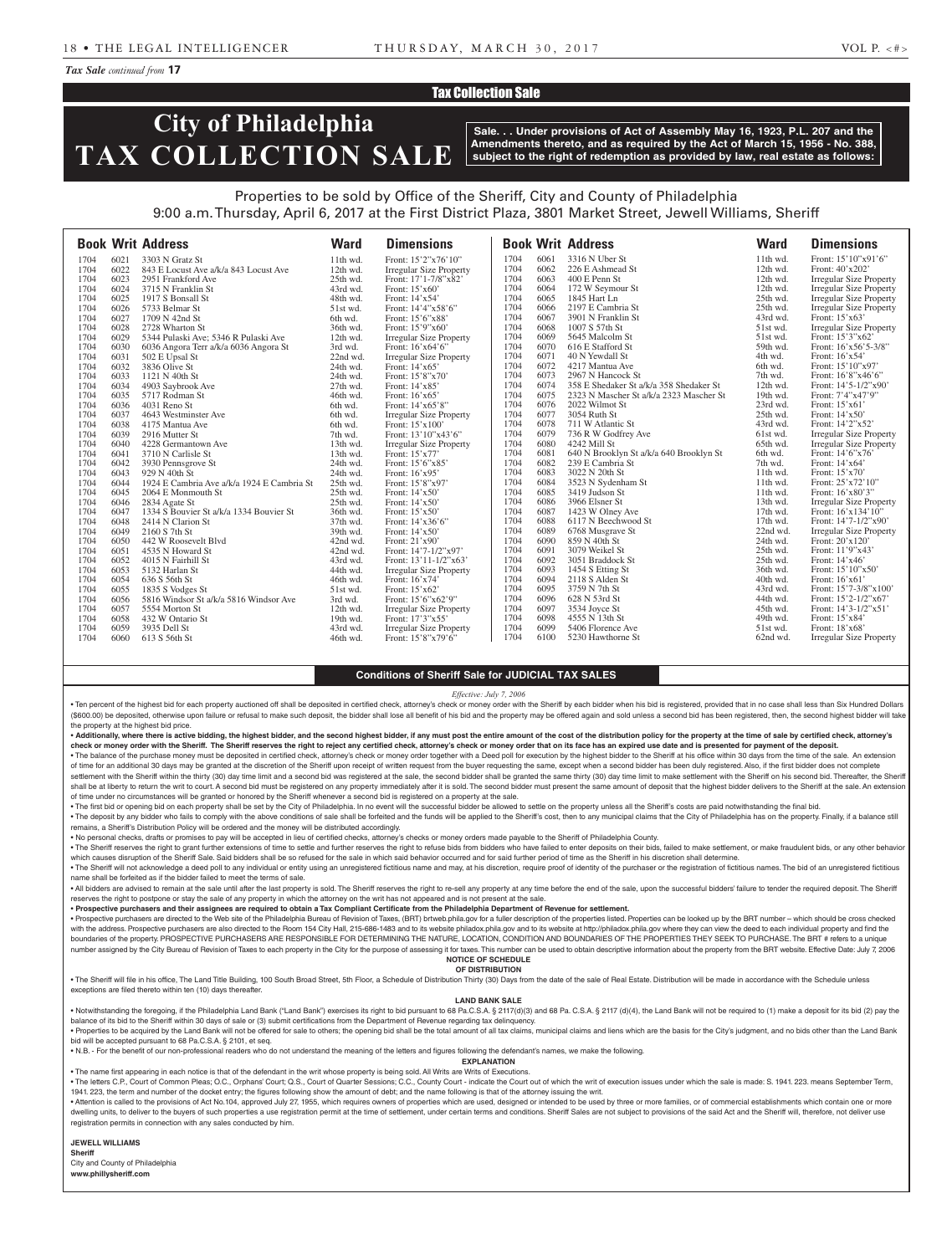*Tax Sale continued from* **17**

Tax Collection Sale

# City of Philadelphia TAX COLLECTION SALE

**Sale. . . Under provisions of Act of Assembly May 16, 1923, P.L. 207 and the Amendments thereto, and as required by the Act of March 15, 1956 - No. 388, subject to the right of redemption as provided by law, real estate as follows:**

Properties to be sold by Office of the Sheriff, City and County of Philadelphia
9:00 a.m. Thursday, April 6, 2017 at the First District Plaza, 3801 Market Street, Jewell Williams, Sheriff

| Book | Writ | Address | Ward | Dimensions |
|---|---|---|---|---|
| 1704 | 6021 | 3303 N Gratz St | 11th wd. | Front: 15'2"x76'10" |
| 1704 | 6022 | 843 E Locust Ave a/k/a 843 Locust Ave | 12th wd. | Irregular Size Property |
| 1704 | 6023 | 2951 Frankford Ave | 25th wd. | Front: 17'1-7/8"x82' |
| 1704 | 6024 | 3715 N Franklin St | 43rd wd. | Front: 15'x60' |
| 1704 | 6025 | 1917 S Bonsall St | 48th wd. | Front: 14'x54' |
| 1704 | 6026 | 5733 Belmar St | 51st wd. | Front: 14'4"x58'6" |
| 1704 | 6027 | 1709 N 42nd St | 6th wd. | Front: 15'6"x88' |
| 1704 | 6028 | 2728 Wharton St | 36th wd. | Front: 15'9"x60' |
| 1704 | 6029 | 5344 Pulaski Ave; 5346 R Pulaski Ave | 12th wd. | Irregular Size Property |
| 1704 | 6030 | 6036 Angora Terr a/k/a 6036 Angora St | 3rd wd. | Front: 16'x64'6" |
| 1704 | 6031 | 502 E Upsal St | 22nd wd. | Irregular Size Property |
| 1704 | 6032 | 3836 Olive St | 24th wd. | Front: 14'x65' |
| 1704 | 6033 | 1121 N 40th St | 24th wd. | Front: 15'8"x70' |
| 1704 | 6034 | 4903 Saybrook Ave | 27th wd. | Front: 14'x85' |
| 1704 | 6035 | 5717 Rodman St | 46th wd. | Front: 16'x65' |
| 1704 | 6036 | 4031 Reno St | 6th wd. | Front: 14'x65'8" |
| 1704 | 6037 | 4643 Westminster Ave | 6th wd. | Irregular Size Property |
| 1704 | 6038 | 4175 Mantua Ave | 6th wd. | Front: 15'x100' |
| 1704 | 6039 | 2916 Mutter St | 7th wd. | Front: 13'10"x43'6" |
| 1704 | 6040 | 4228 Germantown Ave | 13th wd. | Irregular Size Property |
| 1704 | 6041 | 3710 N Carlisle St | 13th wd. | Front: 15'x77' |
| 1704 | 6042 | 3930 Pennsgrove St | 24th wd. | Front: 15'6"x85' |
| 1704 | 6043 | 929 N 40th St | 24th wd. | Front: 16'x95' |
| 1704 | 6044 | 1924 E Cambria Ave a/k/a 1924 E Cambria St | 25th wd. | Front: 15'8"x97' |
| 1704 | 6045 | 2064 E Monmouth St | 25th wd. | Front: 14'x50' |
| 1704 | 6046 | 2834 Agate St | 25th wd. | Front: 14'x50' |
| 1704 | 6047 | 1334 S Bouvier St a/k/a 1334 Bouvier St | 36th wd. | Front: 15'x50' |
| 1704 | 6048 | 2414 N Clarion St | 37th wd. | Front: 14'x36'6" |
| 1704 | 6049 | 2160 S 7th St | 39th wd. | Front: 14'x50' |
| 1704 | 6050 | 442 W Roosevelt Blvd | 42nd wd. | Front: 21'x90' |
| 1704 | 6051 | 4535 N Howard St | 42nd wd. | Front: 14'7-1/2"x97' |
| 1704 | 6052 | 4015 N Fairhill St | 43rd wd. | Front: 13'11-1/2"x63' |
| 1704 | 6053 | 5132 Harlan St | 44th wd. | Irregular Size Property |
| 1704 | 6054 | 636 S 56th St | 46th wd. | Front: 16'x74' |
| 1704 | 6055 | 1835 S Vodges St | 51st wd. | Front: 15'x62' |
| 1704 | 6056 | 5816 Windsor St a/k/a 5816 Windsor Ave | 3rd wd. | Front: 15'6"x62'9" |
| 1704 | 6057 | 5554 Morton St | 12th wd. | Irregular Size Property |
| 1704 | 6058 | 432 W Ontario St | 19th wd. | Front: 17'3"x55' |
| 1704 | 6059 | 3935 Dell St | 43rd wd. | Irregular Size Property |
| 1704 | 6060 | 613 S 56th St | 46th wd. | Front: 15'8"x79'6" |
| 1704 | 6061 | 3316 N Uber St | 11th wd. | Front: 15'10"x91'6" |
| 1704 | 6062 | 226 E Ashmead St | 12th wd. | Front: 40'x202' |
| 1704 | 6063 | 400 E Penn St | 12th wd. | Irregular Size Property |
| 1704 | 6064 | 172 W Seymour St | 12th wd. | Irregular Size Property |
| 1704 | 6065 | 1845 Hart Ln | 25th wd. | Irregular Size Property |
| 1704 | 6066 | 2197 E Cambria St | 25th wd. | Irregular Size Property |
| 1704 | 6067 | 3901 N Franklin St | 43rd wd. | Front: 15'x63' |
| 1704 | 6068 | 1007 S 57th St | 51st wd. | Irregular Size Property |
| 1704 | 6069 | 5645 Malcolm St | 51st wd. | Front: 15'3"x62' |
| 1704 | 6070 | 616 E Stafford St | 59th wd. | Front: 16'x56'5-3/8" |
| 1704 | 6071 | 40 N Yewdall St | 4th wd. | Front: 16'x54' |
| 1704 | 6072 | 4217 Mantua Ave | 6th wd. | Front: 15'10"x97' |
| 1704 | 6073 | 2967 N Hancock St | 7th wd. | Front: 16'8"x46'6" |
| 1704 | 6074 | 358 E Shedaker St a/k/a 358 Shedaker St | 12th wd. | Front: 14'5-1/2"x90' |
| 1704 | 6075 | 2323 N Mascher St a/k/a 2323 Mascher St | 19th wd. | Front: 7'4"x47'9" |
| 1704 | 6076 | 2022 Wilmot St | 23rd wd. | Front: 15'x61' |
| 1704 | 6077 | 3054 Ruth St | 25th wd. | Front: 14'x50' |
| 1704 | 6078 | 711 W Atlantic St | 43rd wd. | Front: 14'2"x52' |
| 1704 | 6079 | 736 R W Godfrey Ave | 61st wd. | Irregular Size Property |
| 1704 | 6080 | 4242 Mill St | 65th wd. | Irregular Size Property |
| 1704 | 6081 | 640 N Brooklyn St a/k/a 640 Brooklyn St | 6th wd. | Front: 14'6"x76' |
| 1704 | 6082 | 239 E Cambria St | 7th wd. | Front: 14'x64' |
| 1704 | 6083 | 3022 N 20th St | 11th wd. | Front: 15'x70' |
| 1704 | 6084 | 3523 N Sydenham St | 11th wd. | Front: 25'x72'10" |
| 1704 | 6085 | 3419 Judson St | 11th wd. | Front: 16'x80'3" |
| 1704 | 6086 | 3966 Elsner St | 13th wd. | Irregular Size Property |
| 1704 | 6087 | 1423 W Olney Ave | 17th wd. | Front: 16'x134'10" |
| 1704 | 6088 | 6117 N Beechwood St | 17th wd. | Front: 14'7-1/2"x90' |
| 1704 | 6089 | 6768 Musgrave St | 22nd wd. | Irregular Size Property |
| 1704 | 6090 | 859 N 40th St | 24th wd. | Front: 20'x120' |
| 1704 | 6091 | 3079 Weikel St | 25th wd. | Front: 11'9"x43' |
| 1704 | 6092 | 3051 Braddock St | 25th wd. | Front: 14'x46' |
| 1704 | 6093 | 1454 S Etting St | 36th wd. | Front: 15'10"x50' |
| 1704 | 6094 | 2118 S Alden St | 40th wd. | Front: 16'x61' |
| 1704 | 6095 | 3759 N 7th St | 43rd wd. | Front: 15'7-3/8"x100' |
| 1704 | 6096 | 628 N 53rd St | 44th wd. | Front: 15'2-1/2"x67' |
| 1704 | 6097 | 3534 Joyce St | 45th wd. | Front: 14'3-1/2"x51' |
| 1704 | 6098 | 4555 N 13th St | 49th wd. | Front: 15'x84' |
| 1704 | 6099 | 5406 Florence Ave | 51st wd. | Front: 18'x68' |
| 1704 | 6100 | 5230 Hawthorne St | 62nd wd. | Irregular Size Property |

## Conditions of Sheriff Sale for JUDICIAL TAX SALES

*Effective: July 7, 2006*

• Ten percent of the highest bid for each property auctioned off shall be deposited in certified check, attorney's check or money order with the Sheriff by each bidder when his bid is registered, provided that in no case shall less than Six Hundred Dollars ($600.00) be deposited, otherwise upon failure or refusal to make such deposit, the bidder shall lose all benefit of his bid and the property may be offered again and sold unless a second bid has been registered, then, the second highest bidder will take the property at the highest bid price.

• **Additionally, where there is active bidding, the highest bidder, and the second highest bidder, if any must post the entire amount of the cost of the distribution policy for the property at the time of sale by certified check, attorney's check or money order with the Sheriff. The Sheriff reserves the right to reject any certified check, attorney's check or money order that on its face has an expired use date and is presented for payment of the deposit.**

• The balance of the purchase money must be deposited in certified check, attorney's check or money order together with a Deed poll for execution by the highest bidder to the Sheriff at his office within 30 days from the time of the sale. An extension of time for an additional 30 days may be granted at the discretion of the Sheriff upon receipt of written request from the buyer requesting the same, except when a second bidder has been duly registered. Also, if the first bidder does not complete settlement with the Sheriff within the thirty (30) day time limit and a second bid was registered at the sale, the second bidder shall be granted the same thirty (30) day time limit to make settlement with the Sheriff on his second bid. Thereafter, the Sheriff shall be at liberty to return the writ to court. A second bid must be registered on any property immediately after it is sold. The second bidder must present the same amount of deposit that the highest bidder delivers to the Sheriff at the sale. An extension of time under no circumstances will be granted or honored by the Sheriff whenever a second bid is registered on a property at the sale.

• The first bid or opening bid on each property shall be set by the City of Philadelphia. In no event will the successful bidder be allowed to settle on the property unless all the Sheriff's costs are paid notwithstanding the final bid.

• The deposit by any bidder who fails to comply with the above conditions of sale shall be forfeited and the funds will be applied to the Sheriff's cost, then to any municipal claims that the City of Philadelphia has on the property. Finally, if a balance still remains, a Sheriff's Distribution Policy will be ordered and the money will be distributed accordingly.

• No personal checks, drafts or promises to pay will be accepted in lieu of certified checks, attorney's checks or money orders made payable to the Sheriff of Philadelphia County.

• The Sheriff reserves the right to grant further extensions of time to settle and further reserves the right to refuse bids from bidders who have failed to enter deposits on their bids, failed to make settlement, or make fraudulent bids, or any other behavior which causes disruption of the Sheriff Sale. Said bidders shall be so refused for the sale in which said behavior occurred and for said further period of time as the Sheriff in his discretion shall determine.

• The Sheriff will not acknowledge a deed poll to any individual or entity using an unregistered fictitious name and may, at his discretion, require proof of identity of the purchaser or the registration of fictitious names. The bid of an unregistered fictitious name shall be forfeited as if the bidder failed to meet the terms of sale.

• All bidders are advised to remain at the sale until after the last property is sold. The Sheriff reserves the right to re-sell any property at any time before the end of the sale, upon the successful bidders' failure to tender the required deposit. The Sheriff reserves the right to postpone or stay the sale of any property in which the attorney on the writ has not appeared and is not present at the sale.

• **Prospective purchasers and their assignees are required to obtain a Tax Compliant Certificate from the Philadelphia Department of Revenue for settlement.**

• Prospective purchasers are directed to the Web site of the Philadelphia Bureau of Revision of Taxes, (BRT) brtweb.phila.gov for a fuller description of the properties listed. Properties can be looked up by the BRT number – which should be cross checked with the address. Prospective purchasers are also directed to the Room 154 City Hall, 215-686-1483 and to its website philadox.phila.gov and to its website at http://philadox.phila.gov where they can view the deed to each individual property and find the boundaries of the property. PROSPECTIVE PURCHASERS ARE RESPONSIBLE FOR DETERMINING THE NATURE, LOCATION, CONDITION AND BOUNDARIES OF THE PROPERTIES THEY SEEK TO PURCHASE. The BRT # refers to a unique number assigned by the City Bureau of Revision of Taxes to each property in the City for the purpose of assessing it for taxes. This number can be used to obtain descriptive information about the property from the BRT website. Effective Date: July 7, 2006

**NOTICE OF SCHEDULE OF DISTRIBUTION**

• The Sheriff will file in his office, The Land Title Building, 100 South Broad Street, 5th Floor, a Schedule of Distribution Thirty (30) Days from the date of the sale of Real Estate. Distribution will be made in accordance with the Schedule unless exceptions are filed thereto within ten (10) days thereafter.

**LAND BANK SALE**

• Notwithstanding the foregoing, if the Philadelphia Land Bank ("Land Bank") exercises its right to bid pursuant to 68 Pa.C.S.A. § 2117(d)(3) and 68 Pa. C.S.A. § 2117 (d)(4), the Land Bank will not be required to (1) make a deposit for its bid (2) pay the balance of its bid to the Sheriff within 30 days of sale or (3) submit certifications from the Department of Revenue regarding tax delinquency.

• Properties to be acquired by the Land Bank will not be offered for sale to others; the opening bid shall be the total amount of all tax claims, municipal claims and liens which are the basis for the City's judgment, and no bids other than the Land Bank bid will be accepted pursuant to 68 Pa.C.S.A. § 2101, et seq.

• N.B. - For the benefit of our non-professional readers who do not understand the meaning of the letters and figures following the defendant's names, we make the following.

**EXPLANATION**

• The name first appearing in each notice is that of the defendant in the writ whose property is being sold. All Writs are Writs of Executions.

• The letters C.P., Court of Common Pleas; O.C., Orphans' Court; Q.S., Court of Quarter Sessions; C.C., County Court - indicate the Court out of which the writ of execution issues under which the sale is made: S. 1941. 223. means September Term, 1941. 223, the term and number of the docket entry; the figures following show the amount of debt; and the name following is that of the attorney issuing the writ.

• Attention is called to the provisions of Act No.104, approved July 27, 1955, which requires owners of properties which are used, designed or intended to be used by three or more families, or of commercial establishments which contain one or more dwelling units, to deliver to the buyers of such properties a use registration permit at the time of settlement, under certain terms and conditions. Sheriff Sales are not subject to provisions of the said Act and the Sheriff will, therefore, not deliver use registration permits in connection with any sales conducted by him.

**JEWELL WILLIAMS**
**Sheriff**
City and County of Philadelphia
**www.phillysheriff.com**